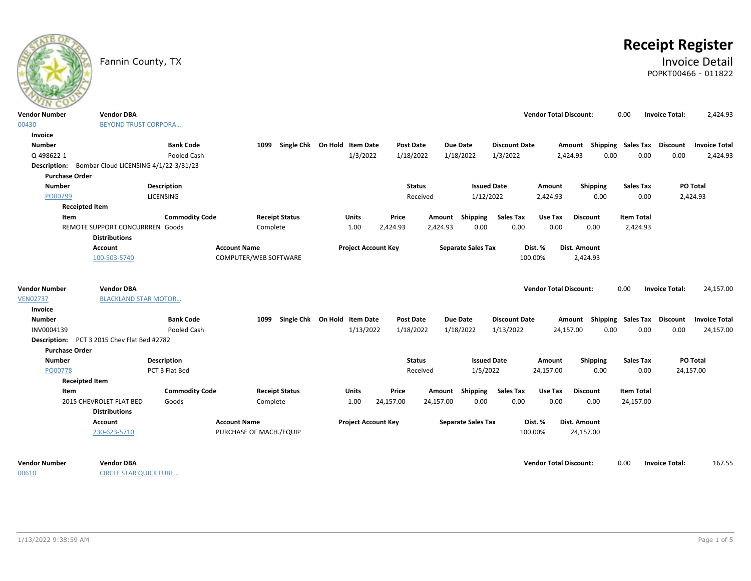Fannin County, TX

# Receipt Register

## Invoice Detail

POPKT00466 - 011822

| Vendor Number | Vendor DBA | Vendor Total Discount: | Invoice Total: |
|---|---|---|---|
| 00430 | BEYOND TRUST CORPORA... | 0.00 | 2,424.93 |

**Invoice**

| Number | Bank Code | 1099 | Single Chk | On Hold | Item Date | Post Date | Due Date | Discount Date | Amount | Shipping | Sales Tax | Discount | Invoice Total |
|---|---|---|---|---|---|---|---|---|---|---|---|---|---|
| Q-498622-1 | Pooled Cash | | | | 1/3/2022 | 1/18/2022 | 1/18/2022 | 1/3/2022 | 2,424.93 | 0.00 | 0.00 | 0.00 | 2,424.93 |

**Description:** Bombar Cloud LICENSING 4/1/22-3/31/23

**Purchase Order**

| Number | Description | Status | Issued Date | Amount | Shipping | Sales Tax | PO Total |
|---|---|---|---|---|---|---|---|
| PO00799 | LICENSING | Received | 1/12/2022 | 2,424.93 | 0.00 | 0.00 | 2,424.93 |

**Receipted Item**

| Item | Commodity Code | Receipt Status | Units | Price | Amount | Shipping | Sales Tax | Use Tax | Discount | Item Total |
|---|---|---|---|---|---|---|---|---|---|---|
| REMOTE SUPPORT CONCURRREN | Goods | Complete | 1.00 | 2,424.93 | 2,424.93 | 0.00 | 0.00 | 0.00 | 0.00 | 2,424.93 |

**Distributions**

| Account | Account Name | Project Account Key | Separate Sales Tax | Dist. % | Dist. Amount |
|---|---|---|---|---|---|
| 100-503-5740 | COMPUTER/WEB SOFTWARE | | | 100.00% | 2,424.93 |

| Vendor Number | Vendor DBA | Vendor Total Discount: | Invoice Total: |
|---|---|---|---|
| VEN02737 | BLACKLAND STAR MOTOR... | 0.00 | 24,157.00 |

**Invoice**

| Number | Bank Code | 1099 | Single Chk | On Hold | Item Date | Post Date | Due Date | Discount Date | Amount | Shipping | Sales Tax | Discount | Invoice Total |
|---|---|---|---|---|---|---|---|---|---|---|---|---|---|
| INV0004139 | Pooled Cash | | | | 1/13/2022 | 1/18/2022 | 1/18/2022 | 1/13/2022 | 24,157.00 | 0.00 | 0.00 | 0.00 | 24,157.00 |

**Description:** PCT 3 2015 Chev Flat Bed #2782

**Purchase Order**

| Number | Description | Status | Issued Date | Amount | Shipping | Sales Tax | PO Total |
|---|---|---|---|---|---|---|---|
| PO00778 | PCT 3 Flat Bed | Received | 1/5/2022 | 24,157.00 | 0.00 | 0.00 | 24,157.00 |

**Receipted Item**

| Item | Commodity Code | Receipt Status | Units | Price | Amount | Shipping | Sales Tax | Use Tax | Discount | Item Total |
|---|---|---|---|---|---|---|---|---|---|---|
| 2015 CHEVROLET FLAT BED | Goods | Complete | 1.00 | 24,157.00 | 24,157.00 | 0.00 | 0.00 | 0.00 | 0.00 | 24,157.00 |

**Distributions**

| Account | Account Name | Project Account Key | Separate Sales Tax | Dist. % | Dist. Amount |
|---|---|---|---|---|---|
| 230-623-5710 | PURCHASE OF MACH./EQUIP | | | 100.00% | 24,157.00 |

| Vendor Number | Vendor DBA | Vendor Total Discount: | Invoice Total: |
|---|---|---|---|
| 00610 | CIRCLE STAR QUICK LUBE... | 0.00 | 167.55 |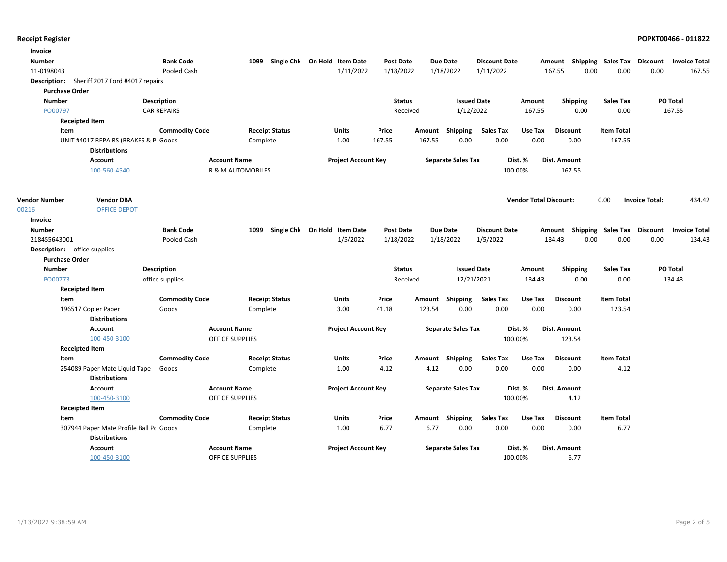## Receipt Register

**POPKT00466 - 011822**

**Invoice**

| Number | Bank Code | 1099 | Single Chk | On Hold | Item Date | Post Date | Due Date | Discount Date | Amount | Shipping | Sales Tax | Discount | Invoice Total |
|---|---|---|---|---|---|---|---|---|---|---|---|---|---|
| 11-0198043 | Pooled Cash | | | | 1/11/2022 | 1/18/2022 | 1/18/2022 | 1/11/2022 | 167.55 | 0.00 | 0.00 | 0.00 | 167.55 |

**Description:** Sheriff 2017 Ford #4017 repairs

**Purchase Order**

| Number | Description | Status | Issued Date | Amount | Shipping | Sales Tax | PO Total |
|---|---|---|---|---|---|---|---|
| PO00797 | CAR REPAIRS | Received | 1/12/2022 | 167.55 | 0.00 | 0.00 | 167.55 |

**Receipted Item**

| Item | Commodity Code | Receipt Status | Units | Price | Amount | Shipping | Sales Tax | Use Tax | Discount | Item Total |
|---|---|---|---|---|---|---|---|---|---|---|
| UNIT #4017 REPAIRS (BRAKES & P | Goods | Complete | 1.00 | 167.55 | 167.55 | 0.00 | 0.00 | 0.00 | 0.00 | 167.55 |

**Distributions**

| Account | Account Name | Project Account Key | Separate Sales Tax | Dist. % | Dist. Amount |
|---|---|---|---|---|---|
| 100-560-4540 | R & M AUTOMOBILES | | | 100.00% | 167.55 |

| Vendor Number | Vendor DBA | Vendor Total Discount: | 0.00 | Invoice Total: | 434.42 |
|---|---|---|---|---|---|
| 00216 | OFFICE DEPOT | | | | |

**Invoice**

| Number | Bank Code | 1099 | Single Chk | On Hold | Item Date | Post Date | Due Date | Discount Date | Amount | Shipping | Sales Tax | Discount | Invoice Total |
|---|---|---|---|---|---|---|---|---|---|---|---|---|---|
| 218455643001 | Pooled Cash | | | | 1/5/2022 | 1/18/2022 | 1/18/2022 | 1/5/2022 | 134.43 | 0.00 | 0.00 | 0.00 | 134.43 |

**Description:** office supplies

**Purchase Order**

| Number | Description | Status | Issued Date | Amount | Shipping | Sales Tax | PO Total |
|---|---|---|---|---|---|---|---|
| PO00773 | office supplies | Received | 12/21/2021 | 134.43 | 0.00 | 0.00 | 134.43 |

**Receipted Item**

| Item | Commodity Code | Receipt Status | Units | Price | Amount | Shipping | Sales Tax | Use Tax | Discount | Item Total |
|---|---|---|---|---|---|---|---|---|---|---|
| 196517 Copier Paper | Goods | Complete | 3.00 | 41.18 | 123.54 | 0.00 | 0.00 | 0.00 | 0.00 | 123.54 |

**Distributions**

| Account | Account Name | Project Account Key | Separate Sales Tax | Dist. % | Dist. Amount |
|---|---|---|---|---|---|
| 100-450-3100 | OFFICE SUPPLIES | | | 100.00% | 123.54 |

**Receipted Item**

| Item | Commodity Code | Receipt Status | Units | Price | Amount | Shipping | Sales Tax | Use Tax | Discount | Item Total |
|---|---|---|---|---|---|---|---|---|---|---|
| 254089 Paper Mate Liquid Tape | Goods | Complete | 1.00 | 4.12 | 4.12 | 0.00 | 0.00 | 0.00 | 0.00 | 4.12 |

**Distributions**

| Account | Account Name | Project Account Key | Separate Sales Tax | Dist. % | Dist. Amount |
|---|---|---|---|---|---|
| 100-450-3100 | OFFICE SUPPLIES | | | 100.00% | 4.12 |

**Receipted Item**

| Item | Commodity Code | Receipt Status | Units | Price | Amount | Shipping | Sales Tax | Use Tax | Discount | Item Total |
|---|---|---|---|---|---|---|---|---|---|---|
| 307944 Paper Mate Profile Ball P( | Goods | Complete | 1.00 | 6.77 | 6.77 | 0.00 | 0.00 | 0.00 | 0.00 | 6.77 |

**Distributions**

| Account | Account Name | Project Account Key | Separate Sales Tax | Dist. % | Dist. Amount |
|---|---|---|---|---|---|
| 100-450-3100 | OFFICE SUPPLIES | | | 100.00% | 6.77 |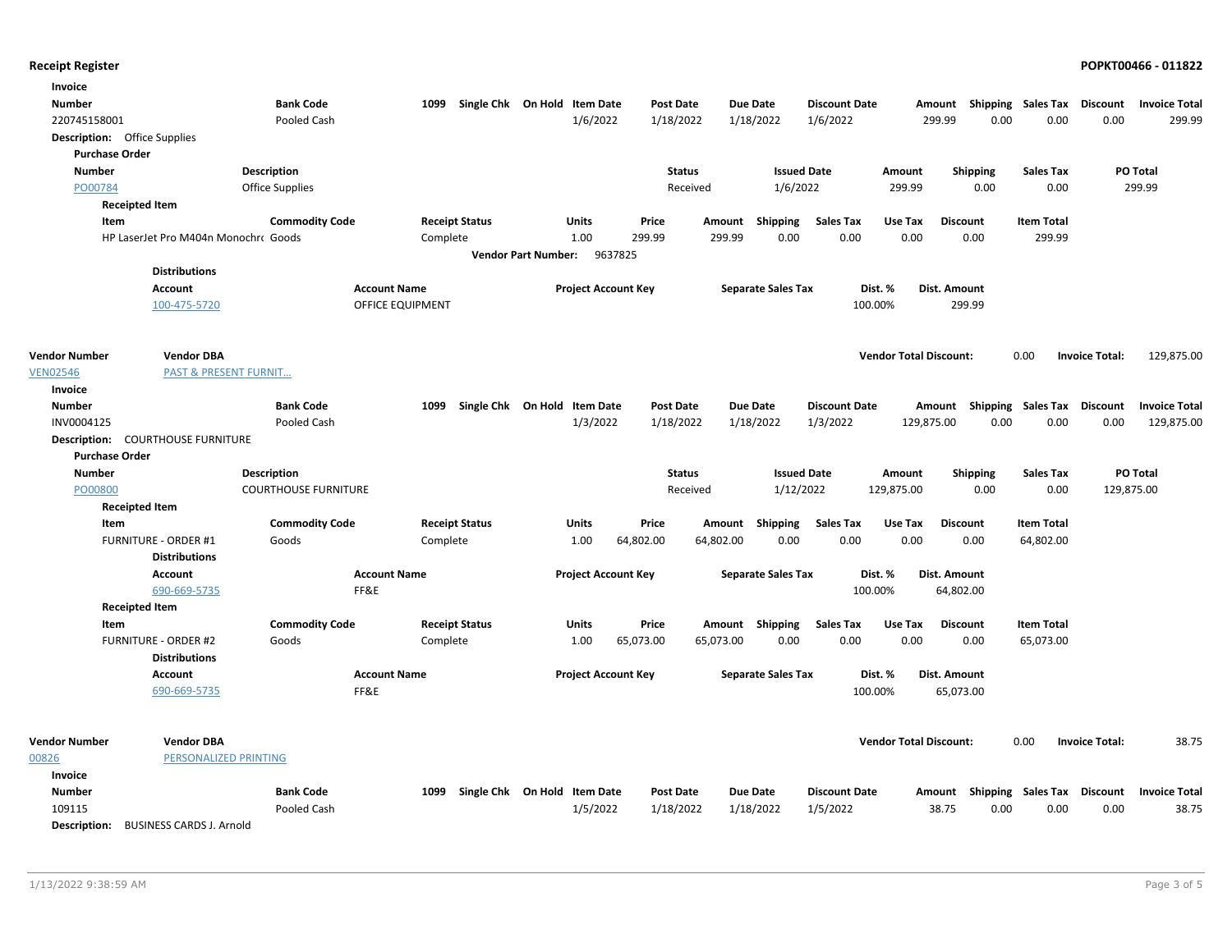## Receipt Register

**POPKT00466 - 011822**

**Invoice**

| Number | Bank Code | 1099 | Single Chk | On Hold | Item Date | Post Date | Due Date | Discount Date | Amount | Shipping | Sales Tax | Discount | Invoice Total |
|---|---|---|---|---|---|---|---|---|---|---|---|---|---|
| 220745158001 | Pooled Cash | | | | 1/6/2022 | 1/18/2022 | 1/18/2022 | 1/6/2022 | 299.99 | 0.00 | 0.00 | 0.00 | 299.99 |

**Description:** Office Supplies

**Purchase Order**

| Number | Description | Status | Issued Date | Amount | Shipping | Sales Tax | PO Total |
|---|---|---|---|---|---|---|---|
| PO00784 | Office Supplies | Received | 1/6/2022 | 299.99 | 0.00 | 0.00 | 299.99 |

**Receipted Item**

| Item | Commodity Code | Receipt Status | Units | Price | Amount | Shipping | Sales Tax | Use Tax | Discount | Item Total |
|---|---|---|---|---|---|---|---|---|---|---|
| HP LaserJet Pro M404n Monochr | Goods | Complete | 1.00 | 299.99 | 299.99 | 0.00 | 0.00 | 0.00 | 0.00 | 299.99 |

**Vendor Part Number:** 9637825

**Distributions**

| Account | Account Name | Project Account Key | Separate Sales Tax | Dist. % | Dist. Amount |
|---|---|---|---|---|---|
| 100-475-5720 | OFFICE EQUIPMENT | | | 100.00% | 299.99 |

| Vendor Number | Vendor DBA | Vendor Total Discount: | 0.00 | Invoice Total: | 129,875.00 |
|---|---|---|---|---|---|
| VEN02546 | PAST & PRESENT FURNIT... | | | | |

**Invoice**

| Number | Bank Code | 1099 | Single Chk | On Hold | Item Date | Post Date | Due Date | Discount Date | Amount | Shipping | Sales Tax | Discount | Invoice Total |
|---|---|---|---|---|---|---|---|---|---|---|---|---|---|
| INV0004125 | Pooled Cash | | | | 1/3/2022 | 1/18/2022 | 1/18/2022 | 1/3/2022 | 129,875.00 | 0.00 | 0.00 | 0.00 | 129,875.00 |

**Description:** COURTHOUSE FURNITURE

**Purchase Order**

| Number | Description | Status | Issued Date | Amount | Shipping | Sales Tax | PO Total |
|---|---|---|---|---|---|---|---|
| PO00800 | COURTHOUSE FURNITURE | Received | 1/12/2022 | 129,875.00 | 0.00 | 0.00 | 129,875.00 |

**Receipted Item**

| Item | Commodity Code | Receipt Status | Units | Price | Amount | Shipping | Sales Tax | Use Tax | Discount | Item Total |
|---|---|---|---|---|---|---|---|---|---|---|
| FURNITURE - ORDER #1 | Goods | Complete | 1.00 | 64,802.00 | 64,802.00 | 0.00 | 0.00 | 0.00 | 0.00 | 64,802.00 |

**Distributions**

| Account | Account Name | Project Account Key | Separate Sales Tax | Dist. % | Dist. Amount |
|---|---|---|---|---|---|
| 690-669-5735 | FF&E | | | 100.00% | 64,802.00 |

**Receipted Item**

| Item | Commodity Code | Receipt Status | Units | Price | Amount | Shipping | Sales Tax | Use Tax | Discount | Item Total |
|---|---|---|---|---|---|---|---|---|---|---|
| FURNITURE - ORDER #2 | Goods | Complete | 1.00 | 65,073.00 | 65,073.00 | 0.00 | 0.00 | 0.00 | 0.00 | 65,073.00 |

**Distributions**

| Account | Account Name | Project Account Key | Separate Sales Tax | Dist. % | Dist. Amount |
|---|---|---|---|---|---|
| 690-669-5735 | FF&E | | | 100.00% | 65,073.00 |

| Vendor Number | Vendor DBA | Vendor Total Discount: | 0.00 | Invoice Total: | 38.75 |
|---|---|---|---|---|---|
| 00826 | PERSONALIZED PRINTING | | | | |

**Invoice**

| Number | Bank Code | 1099 | Single Chk | On Hold | Item Date | Post Date | Due Date | Discount Date | Amount | Shipping | Sales Tax | Discount | Invoice Total |
|---|---|---|---|---|---|---|---|---|---|---|---|---|---|
| 109115 | Pooled Cash | | | | 1/5/2022 | 1/18/2022 | 1/18/2022 | 1/5/2022 | 38.75 | 0.00 | 0.00 | 0.00 | 38.75 |

**Description:** BUSINESS CARDS J. Arnold

1/13/2022 9:38:59 AM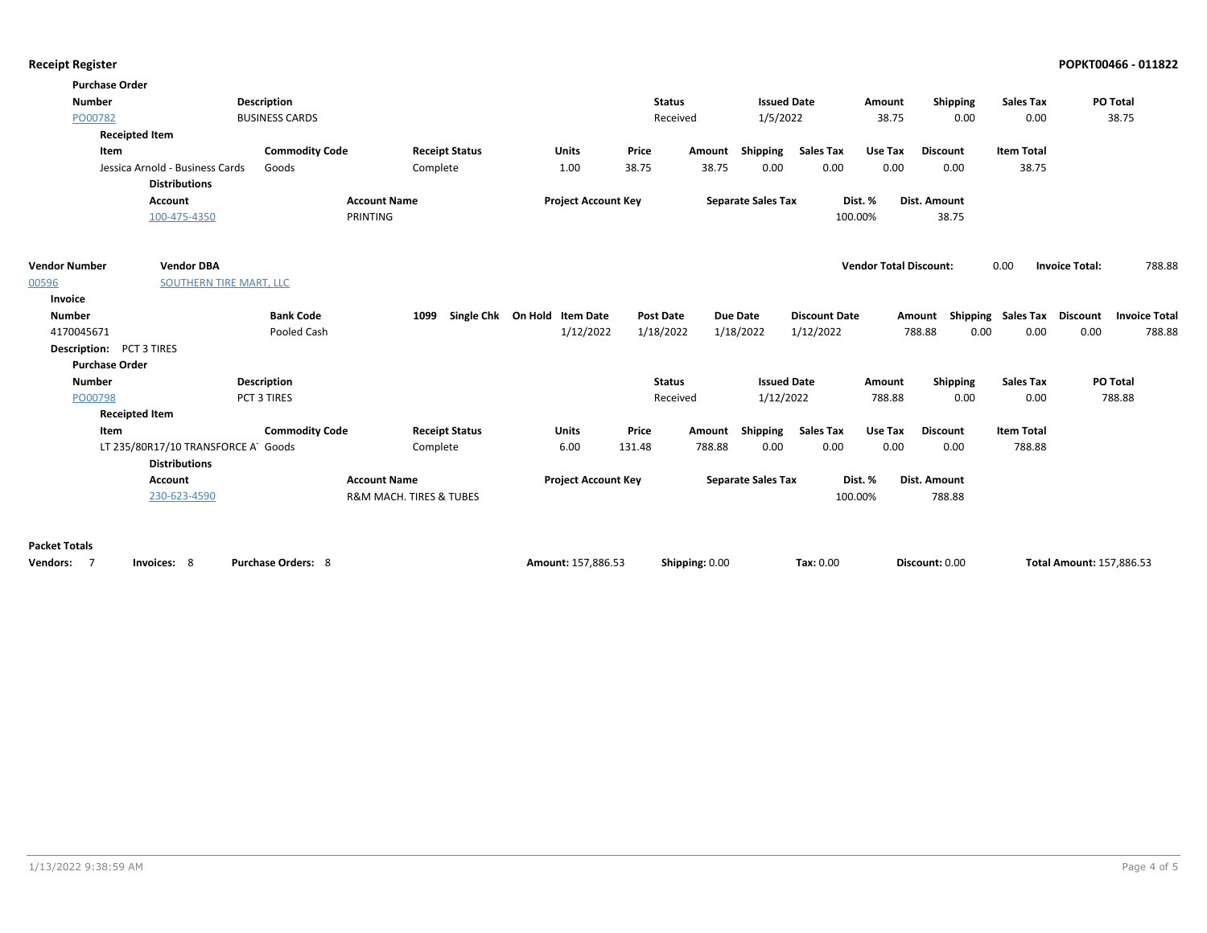**Purchase Order**

| Number | Description | Status | Issued Date | Amount | Shipping | Sales Tax | PO Total |
|---|---|---|---|---|---|---|---|
| PO00782 | BUSINESS CARDS | Received | 1/5/2022 | 38.75 | 0.00 | 0.00 | 38.75 |

**Receipted Item**

| Item | Commodity Code | Receipt Status | Units | Price | Amount | Shipping | Sales Tax | Use Tax | Discount | Item Total |
|---|---|---|---|---|---|---|---|---|---|---|
| Jessica Arnold - Business Cards | Goods | Complete | 1.00 | 38.75 | 38.75 | 0.00 | 0.00 | 0.00 | 0.00 | 38.75 |

**Distributions**

| Account | Account Name | Project Account Key | Separate Sales Tax | Dist. % | Dist. Amount |
|---|---|---|---|---|---|
| 100-475-4350 | PRINTING | | | 100.00% | 38.75 |

| Vendor Number | Vendor DBA | Vendor Total Discount: | Invoice Total: |
|---|---|---|---|
| 00596 | SOUTHERN TIRE MART, LLC | 0.00 | 788.88 |

**Invoice**

| Number | Bank Code | 1099 | Single Chk | On Hold | Item Date | Post Date | Due Date | Discount Date | Amount | Shipping | Sales Tax | Discount | Invoice Total |
|---|---|---|---|---|---|---|---|---|---|---|---|---|---|
| 4170045671 | Pooled Cash | | | | 1/12/2022 | 1/18/2022 | 1/18/2022 | 1/12/2022 | 788.88 | 0.00 | 0.00 | 0.00 | 788.88 |

**Description:** PCT 3 TIRES

**Purchase Order**

| Number | Description | Status | Issued Date | Amount | Shipping | Sales Tax | PO Total |
|---|---|---|---|---|---|---|---|
| PO00798 | PCT 3 TIRES | Received | 1/12/2022 | 788.88 | 0.00 | 0.00 | 788.88 |

**Receipted Item**

| Item | Commodity Code | Receipt Status | Units | Price | Amount | Shipping | Sales Tax | Use Tax | Discount | Item Total |
|---|---|---|---|---|---|---|---|---|---|---|
| LT 235/80R17/10 TRANSFORCE A | Goods | Complete | 6.00 | 131.48 | 788.88 | 0.00 | 0.00 | 0.00 | 0.00 | 788.88 |

**Distributions**

| Account | Account Name | Project Account Key | Separate Sales Tax | Dist. % | Dist. Amount |
|---|---|---|---|---|---|
| 230-623-4590 | R&M MACH. TIRES & TUBES | | | 100.00% | 788.88 |

**Packet Totals**

| Vendors: | Invoices: | Purchase Orders: | Amount: | Shipping: | Tax: | Discount: | Total Amount: |
|---|---|---|---|---|---|---|---|
| 7 | 8 | 8 | 157,886.53 | 0.00 | 0.00 | 0.00 | 157,886.53 |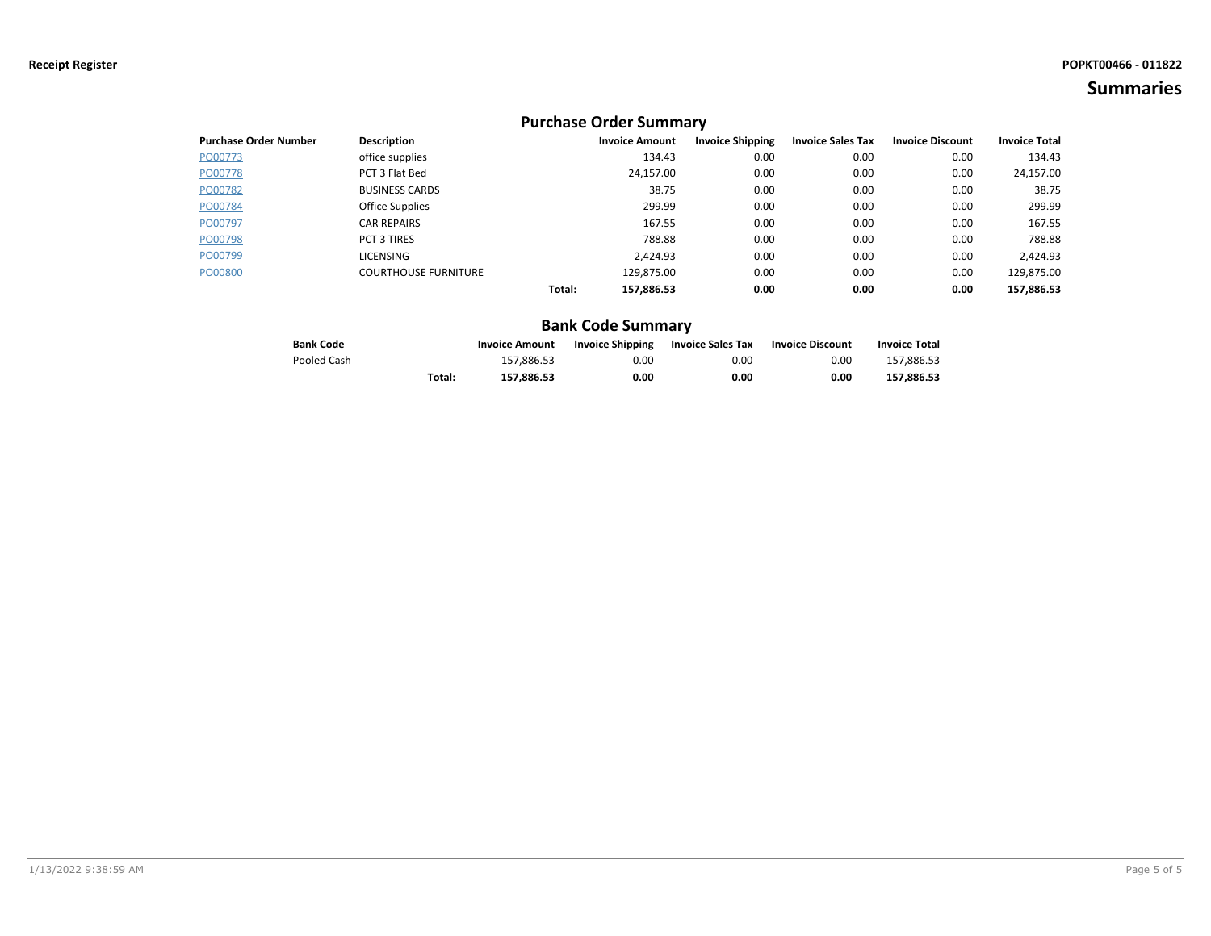Receipt Register

POPKT00466 - 011822

# Summaries

## Purchase Order Summary

| Purchase Order Number | Description | | Invoice Amount | Invoice Shipping | Invoice Sales Tax | Invoice Discount | Invoice Total |
|---|---|---|---|---|---|---|---|
| PO00773 | office supplies | | 134.43 | 0.00 | 0.00 | 0.00 | 134.43 |
| PO00778 | PCT 3 Flat Bed | | 24,157.00 | 0.00 | 0.00 | 0.00 | 24,157.00 |
| PO00782 | BUSINESS CARDS | | 38.75 | 0.00 | 0.00 | 0.00 | 38.75 |
| PO00784 | Office Supplies | | 299.99 | 0.00 | 0.00 | 0.00 | 299.99 |
| PO00797 | CAR REPAIRS | | 167.55 | 0.00 | 0.00 | 0.00 | 167.55 |
| PO00798 | PCT 3 TIRES | | 788.88 | 0.00 | 0.00 | 0.00 | 788.88 |
| PO00799 | LICENSING | | 2,424.93 | 0.00 | 0.00 | 0.00 | 2,424.93 |
| PO00800 | COURTHOUSE FURNITURE | | 129,875.00 | 0.00 | 0.00 | 0.00 | 129,875.00 |
| | | **Total:** | **157,886.53** | **0.00** | **0.00** | **0.00** | **157,886.53** |

## Bank Code Summary

| Bank Code | | Invoice Amount | Invoice Shipping | Invoice Sales Tax | Invoice Discount | Invoice Total |
|---|---|---|---|---|---|---|
| Pooled Cash | | 157,886.53 | 0.00 | 0.00 | 0.00 | 157,886.53 |
| | **Total:** | **157,886.53** | **0.00** | **0.00** | **0.00** | **157,886.53** |

1/13/2022 9:38:59 AM